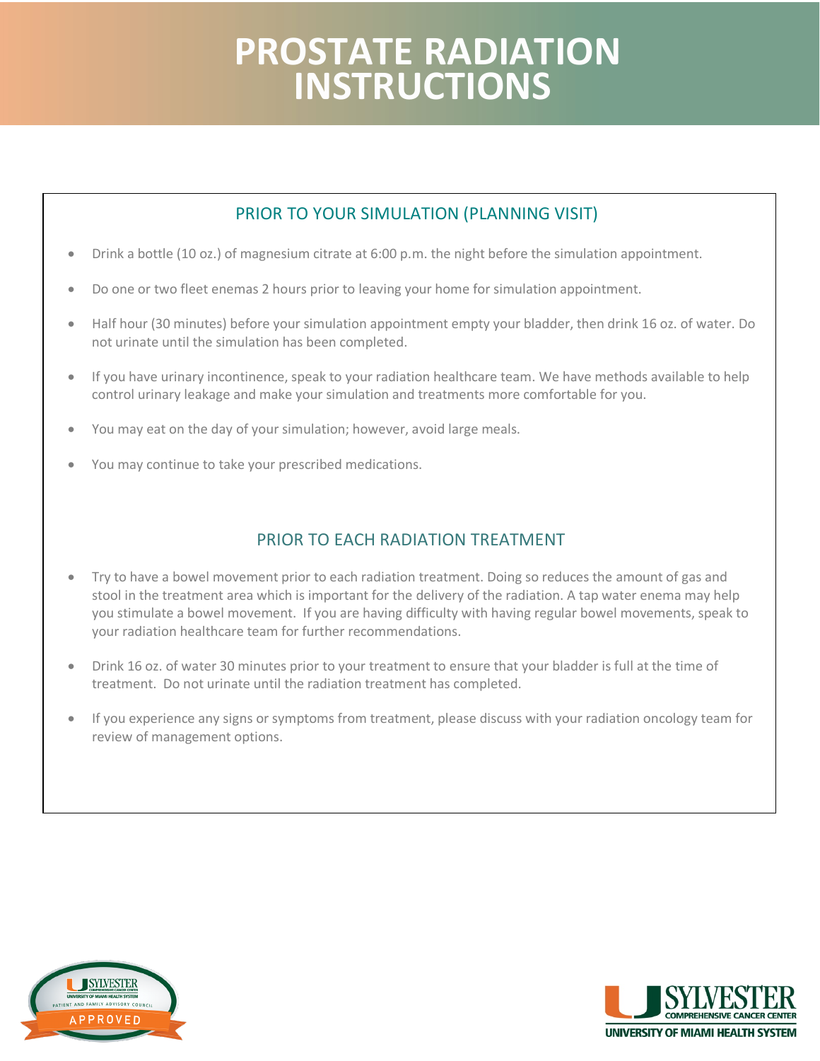# PROSTATE RADIATION INSTRUCTIONS

## PRIOR TO YOUR SIMULATION (PLANNING VISIT)

- Drink a bottle (10 oz.) of magnesium citrate at 6:00 p.m. the night before the simulation appointment.
- Do one or two fleet enemas 2 hours prior to leaving your home for simulation appointment.
- Half hour (30 minutes) before your simulation appointment empty your bladder, then drink 16 oz. of water. Do not urinate until the simulation has been completed.
- If you have urinary incontinence, speak to your radiation healthcare team. We have methods available to help control urinary leakage and make your simulation and treatments more comfortable for you.
- You may eat on the day of your simulation; however, avoid large meals.
- You may continue to take your prescribed medications.

## PRIOR TO EACH RADIATION TREATMENT

- Try to have a bowel movement prior to each radiation treatment. Doing so reduces the amount of gas and stool in the treatment area which is important for the delivery of the radiation. A tap water enema may help you stimulate a bowel movement. If you are having difficulty with having regular bowel movements, speak to your radiation healthcare team for further recommendations.
- Drink 16 oz. of water 30 minutes prior to your treatment to ensure that your bladder is full at the time of treatment. Do not urinate until the radiation treatment has completed.
- If you experience any signs or symptoms from treatment, please discuss with your radiation oncology team for review of management options.

SYLVESTER COMPREHENSIVE CANCER CENTER
UNIVERSITY OF MIAMI HEALTH SYSTEM
PATIENT AND FAMILY ADVISORY COUNCIL
APPROVED

SYLVESTER COMPREHENSIVE CANCER CENTER
UNIVERSITY OF MIAMI HEALTH SYSTEM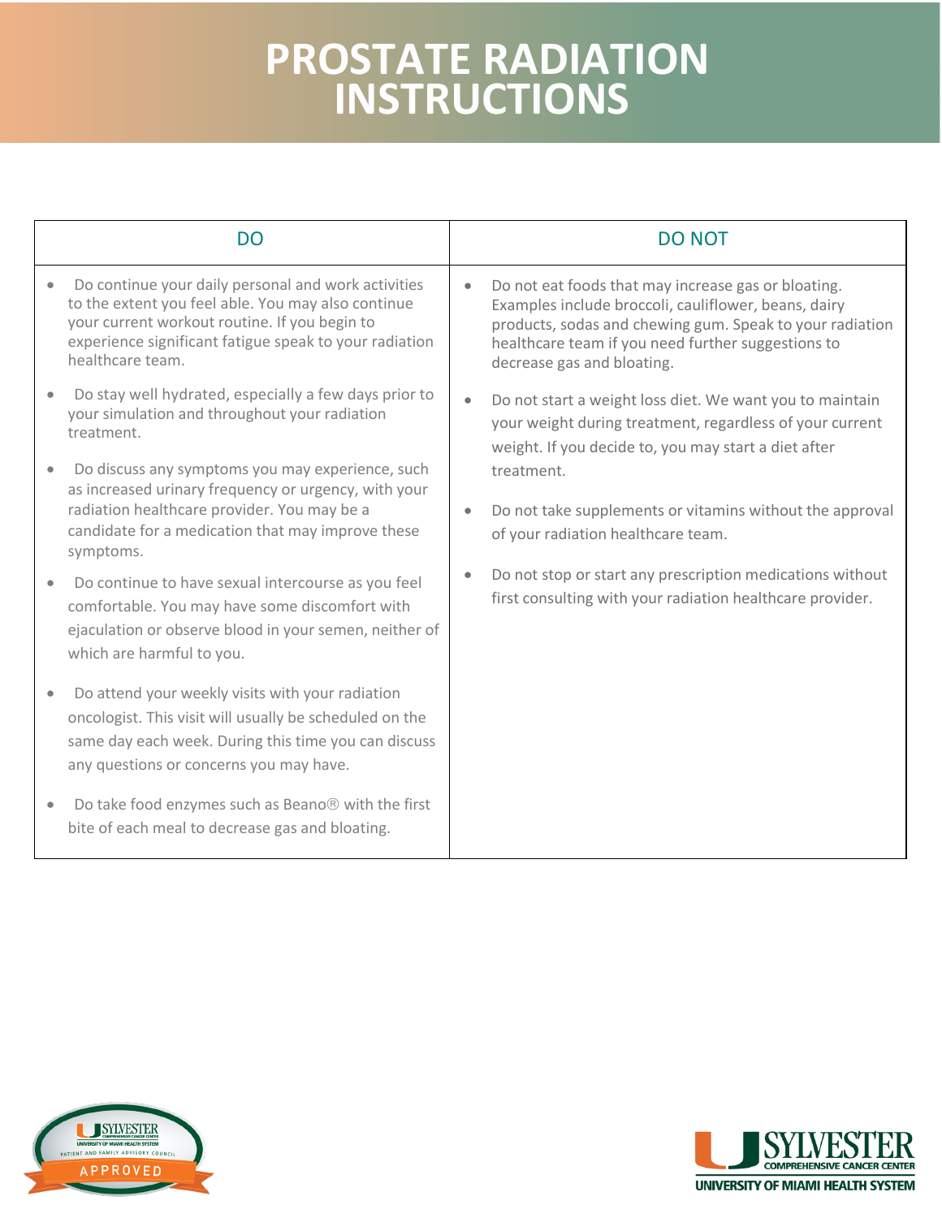# PROSTATE RADIATION INSTRUCTIONS

| DO | DO NOT |
| --- | --- |
| • Do continue your daily personal and work activities to the extent you feel able. You may also continue your current workout routine. If you begin to experience significant fatigue speak to your radiation healthcare team.<br><br>• Do stay well hydrated, especially a few days prior to your simulation and throughout your radiation treatment.<br><br>• Do discuss any symptoms you may experience, such as increased urinary frequency or urgency, with your radiation healthcare provider. You may be a candidate for a medication that may improve these symptoms.<br><br>• Do continue to have sexual intercourse as you feel comfortable. You may have some discomfort with ejaculation or observe blood in your semen, neither of which are harmful to you.<br><br>• Do attend your weekly visits with your radiation oncologist. This visit will usually be scheduled on the same day each week. During this time you can discuss any questions or concerns you may have.<br><br>• Do take food enzymes such as Beano® with the first bite of each meal to decrease gas and bloating. | • Do not eat foods that may increase gas or bloating. Examples include broccoli, cauliflower, beans, dairy products, sodas and chewing gum. Speak to your radiation healthcare team if you need further suggestions to decrease gas and bloating.<br><br>• Do not start a weight loss diet. We want you to maintain your weight during treatment, regardless of your current weight. If you decide to, you may start a diet after treatment.<br><br>• Do not take supplements or vitamins without the approval of your radiation healthcare team.<br><br>• Do not stop or start any prescription medications without first consulting with your radiation healthcare provider. |

SYLVESTER COMPREHENSIVE CANCER CENTER UNIVERSITY OF MIAMI HEALTH SYSTEM PATIENT AND FAMILY ADVISORY COUNCIL APPROVED

SYLVESTER COMPREHENSIVE CANCER CENTER
UNIVERSITY OF MIAMI HEALTH SYSTEM